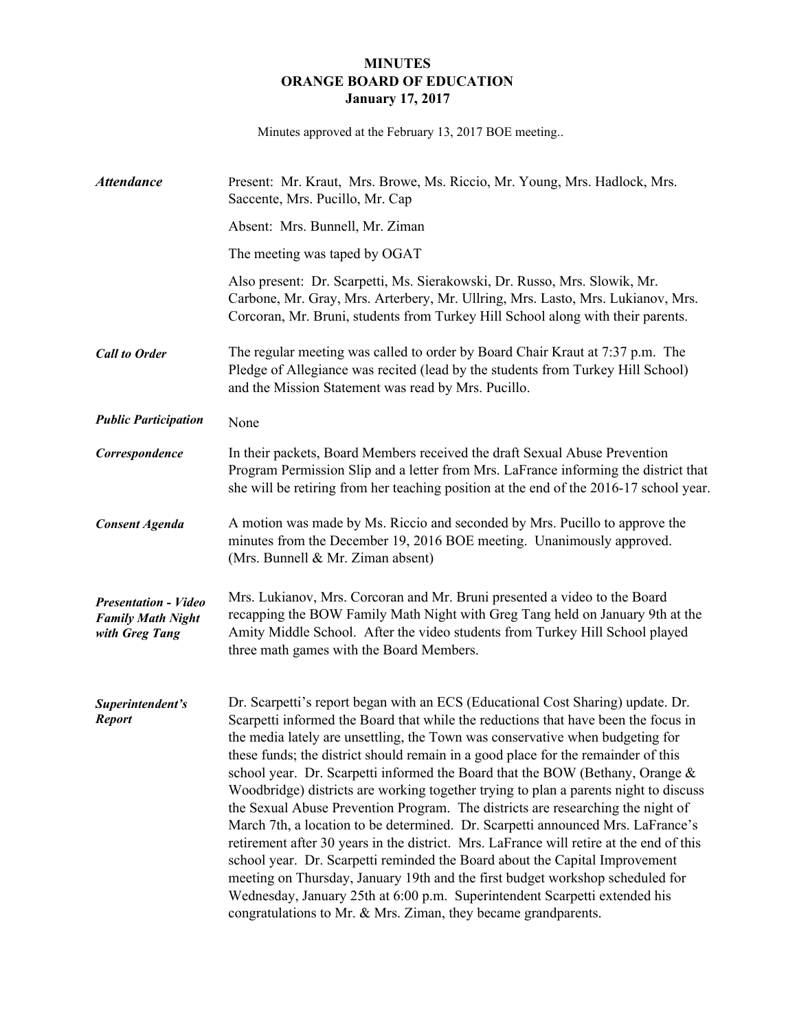# MINUTES
## ORANGE BOARD OF EDUCATION
### January 17, 2017

Minutes approved at the February 13, 2017 BOE meeting..

***Attendance***

Present: Mr. Kraut, Mrs. Browe, Ms. Riccio, Mr. Young, Mrs. Hadlock, Mrs. Saccente, Mrs. Pucillo, Mr. Cap

Absent: Mrs. Bunnell, Mr. Ziman

The meeting was taped by OGAT

Also present: Dr. Scarpetti, Ms. Sierakowski, Dr. Russo, Mrs. Slowik, Mr. Carbone, Mr. Gray, Mrs. Arterbery, Mr. Ullring, Mrs. Lasto, Mrs. Lukianov, Mrs. Corcoran, Mr. Bruni, students from Turkey Hill School along with their parents.

***Call to Order***

The regular meeting was called to order by Board Chair Kraut at 7:37 p.m. The Pledge of Allegiance was recited (lead by the students from Turkey Hill School) and the Mission Statement was read by Mrs. Pucillo.

***Public Participation***

None

***Correspondence***

In their packets, Board Members received the draft Sexual Abuse Prevention Program Permission Slip and a letter from Mrs. LaFrance informing the district that she will be retiring from her teaching position at the end of the 2016-17 school year.

***Consent Agenda***

A motion was made by Ms. Riccio and seconded by Mrs. Pucillo to approve the minutes from the December 19, 2016 BOE meeting. Unanimously approved. (Mrs. Bunnell & Mr. Ziman absent)

***Presentation - Video Family Math Night with Greg Tang***

Mrs. Lukianov, Mrs. Corcoran and Mr. Bruni presented a video to the Board recapping the BOW Family Math Night with Greg Tang held on January 9th at the Amity Middle School. After the video students from Turkey Hill School played three math games with the Board Members.

***Superintendent's Report***

Dr. Scarpetti's report began with an ECS (Educational Cost Sharing) update. Dr. Scarpetti informed the Board that while the reductions that have been the focus in the media lately are unsettling, the Town was conservative when budgeting for these funds; the district should remain in a good place for the remainder of this school year. Dr. Scarpetti informed the Board that the BOW (Bethany, Orange & Woodbridge) districts are working together trying to plan a parents night to discuss the Sexual Abuse Prevention Program. The districts are researching the night of March 7th, a location to be determined. Dr. Scarpetti announced Mrs. LaFrance's retirement after 30 years in the district. Mrs. LaFrance will retire at the end of this school year. Dr. Scarpetti reminded the Board about the Capital Improvement meeting on Thursday, January 19th and the first budget workshop scheduled for Wednesday, January 25th at 6:00 p.m. Superintendent Scarpetti extended his congratulations to Mr. & Mrs. Ziman, they became grandparents.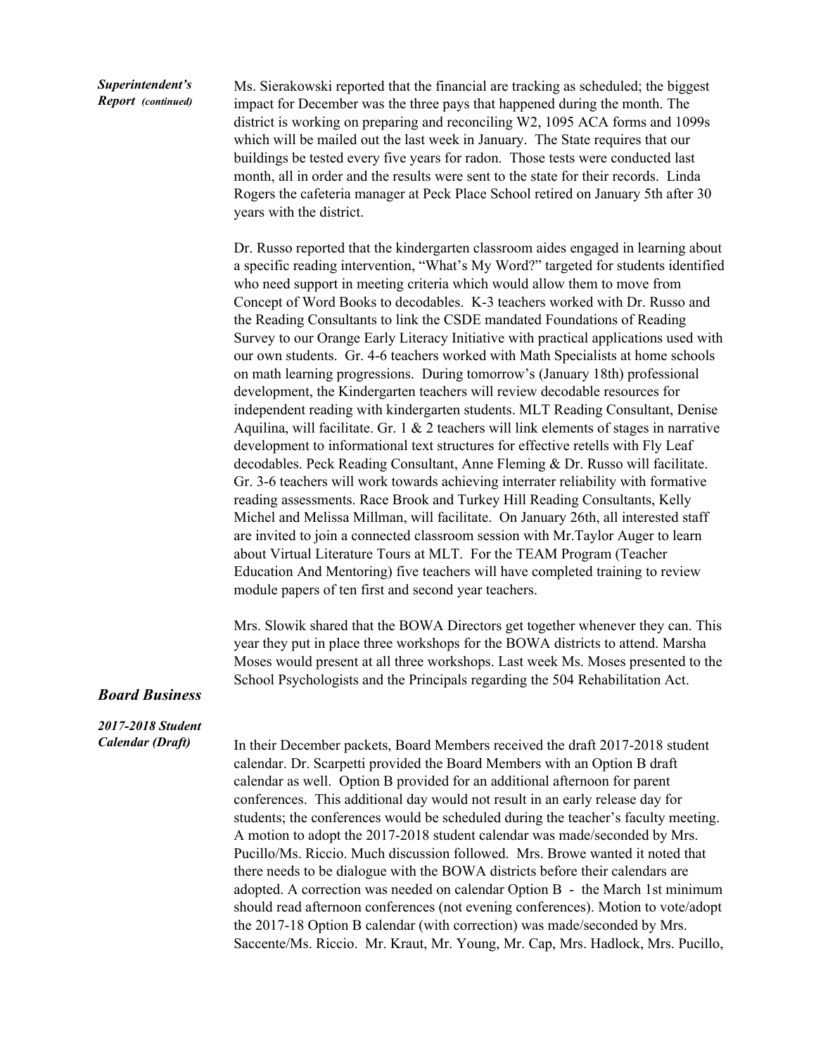***Superintendent's Report (continued)***

Ms. Sierakowski reported that the financial are tracking as scheduled; the biggest impact for December was the three pays that happened during the month. The district is working on preparing and reconciling W2, 1095 ACA forms and 1099s which will be mailed out the last week in January. The State requires that our buildings be tested every five years for radon. Those tests were conducted last month, all in order and the results were sent to the state for their records. Linda Rogers the cafeteria manager at Peck Place School retired on January 5th after 30 years with the district.

Dr. Russo reported that the kindergarten classroom aides engaged in learning about a specific reading intervention, "What's My Word?" targeted for students identified who need support in meeting criteria which would allow them to move from Concept of Word Books to decodables. K-3 teachers worked with Dr. Russo and the Reading Consultants to link the CSDE mandated Foundations of Reading Survey to our Orange Early Literacy Initiative with practical applications used with our own students. Gr. 4-6 teachers worked with Math Specialists at home schools on math learning progressions. During tomorrow's (January 18th) professional development, the Kindergarten teachers will review decodable resources for independent reading with kindergarten students. MLT Reading Consultant, Denise Aquilina, will facilitate. Gr. 1 & 2 teachers will link elements of stages in narrative development to informational text structures for effective retells with Fly Leaf decodables. Peck Reading Consultant, Anne Fleming & Dr. Russo will facilitate. Gr. 3-6 teachers will work towards achieving interrater reliability with formative reading assessments. Race Brook and Turkey Hill Reading Consultants, Kelly Michel and Melissa Millman, will facilitate. On January 26th, all interested staff are invited to join a connected classroom session with Mr.Taylor Auger to learn about Virtual Literature Tours at MLT. For the TEAM Program (Teacher Education And Mentoring) five teachers will have completed training to review module papers of ten first and second year teachers.

Mrs. Slowik shared that the BOWA Directors get together whenever they can. This year they put in place three workshops for the BOWA districts to attend. Marsha Moses would present at all three workshops. Last week Ms. Moses presented to the School Psychologists and the Principals regarding the 504 Rehabilitation Act.

## *Board Business*

***2017-2018 Student Calendar (Draft)***

In their December packets, Board Members received the draft 2017-2018 student calendar. Dr. Scarpetti provided the Board Members with an Option B draft calendar as well. Option B provided for an additional afternoon for parent conferences. This additional day would not result in an early release day for students; the conferences would be scheduled during the teacher's faculty meeting. A motion to adopt the 2017-2018 student calendar was made/seconded by Mrs. Pucillo/Ms. Riccio. Much discussion followed. Mrs. Browe wanted it noted that there needs to be dialogue with the BOWA districts before their calendars are adopted. A correction was needed on calendar Option B - the March 1st minimum should read afternoon conferences (not evening conferences). Motion to vote/adopt the 2017-18 Option B calendar (with correction) was made/seconded by Mrs. Saccente/Ms. Riccio. Mr. Kraut, Mr. Young, Mr. Cap, Mrs. Hadlock, Mrs. Pucillo,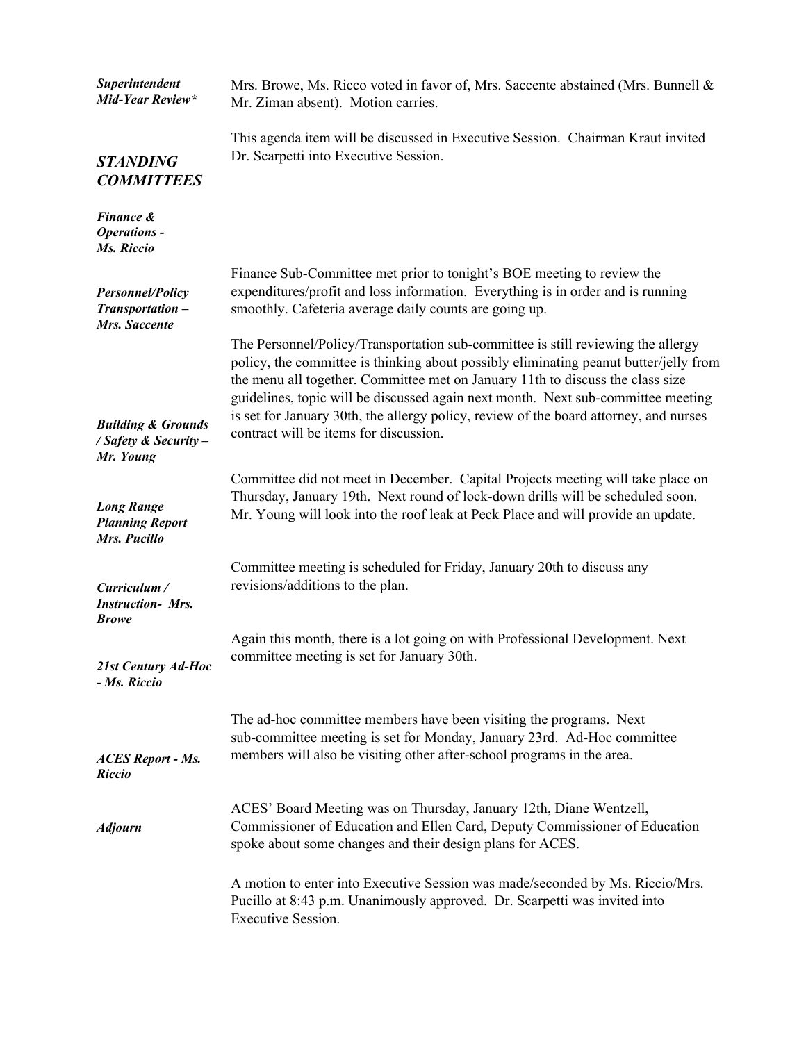***Superintendent Mid-Year Review****

Mrs. Browe, Ms. Ricco voted in favor of, Mrs. Saccente abstained (Mrs. Bunnell & Mr. Ziman absent). Motion carries.

This agenda item will be discussed in Executive Session. Chairman Kraut invited Dr. Scarpetti into Executive Session.

## ***STANDING COMMITTEES***

***Finance & Operations - Ms. Riccio***

Finance Sub-Committee met prior to tonight's BOE meeting to review the expenditures/profit and loss information. Everything is in order and is running smoothly. Cafeteria average daily counts are going up.

***Personnel/Policy Transportation – Mrs. Saccente***

The Personnel/Policy/Transportation sub-committee is still reviewing the allergy policy, the committee is thinking about possibly eliminating peanut butter/jelly from the menu all together. Committee met on January 11th to discuss the class size guidelines, topic will be discussed again next month. Next sub-committee meeting is set for January 30th, the allergy policy, review of the board attorney, and nurses contract will be items for discussion.

***Building & Grounds / Safety & Security – Mr. Young***

Committee did not meet in December. Capital Projects meeting will take place on Thursday, January 19th. Next round of lock-down drills will be scheduled soon. Mr. Young will look into the roof leak at Peck Place and will provide an update.

***Long Range Planning Report Mrs. Pucillo***

Committee meeting is scheduled for Friday, January 20th to discuss any revisions/additions to the plan.

***Curriculum / Instruction- Mrs. Browe***

Again this month, there is a lot going on with Professional Development. Next committee meeting is set for January 30th.

***21st Century Ad-Hoc - Ms. Riccio***

The ad-hoc committee members have been visiting the programs. Next sub-committee meeting is set for Monday, January 23rd. Ad-Hoc committee members will also be visiting other after-school programs in the area.

***ACES Report - Ms. Riccio***

ACES' Board Meeting was on Thursday, January 12th, Diane Wentzell, Commissioner of Education and Ellen Card, Deputy Commissioner of Education spoke about some changes and their design plans for ACES.

***Adjourn***

A motion to enter into Executive Session was made/seconded by Ms. Riccio/Mrs. Pucillo at 8:43 p.m. Unanimously approved. Dr. Scarpetti was invited into Executive Session.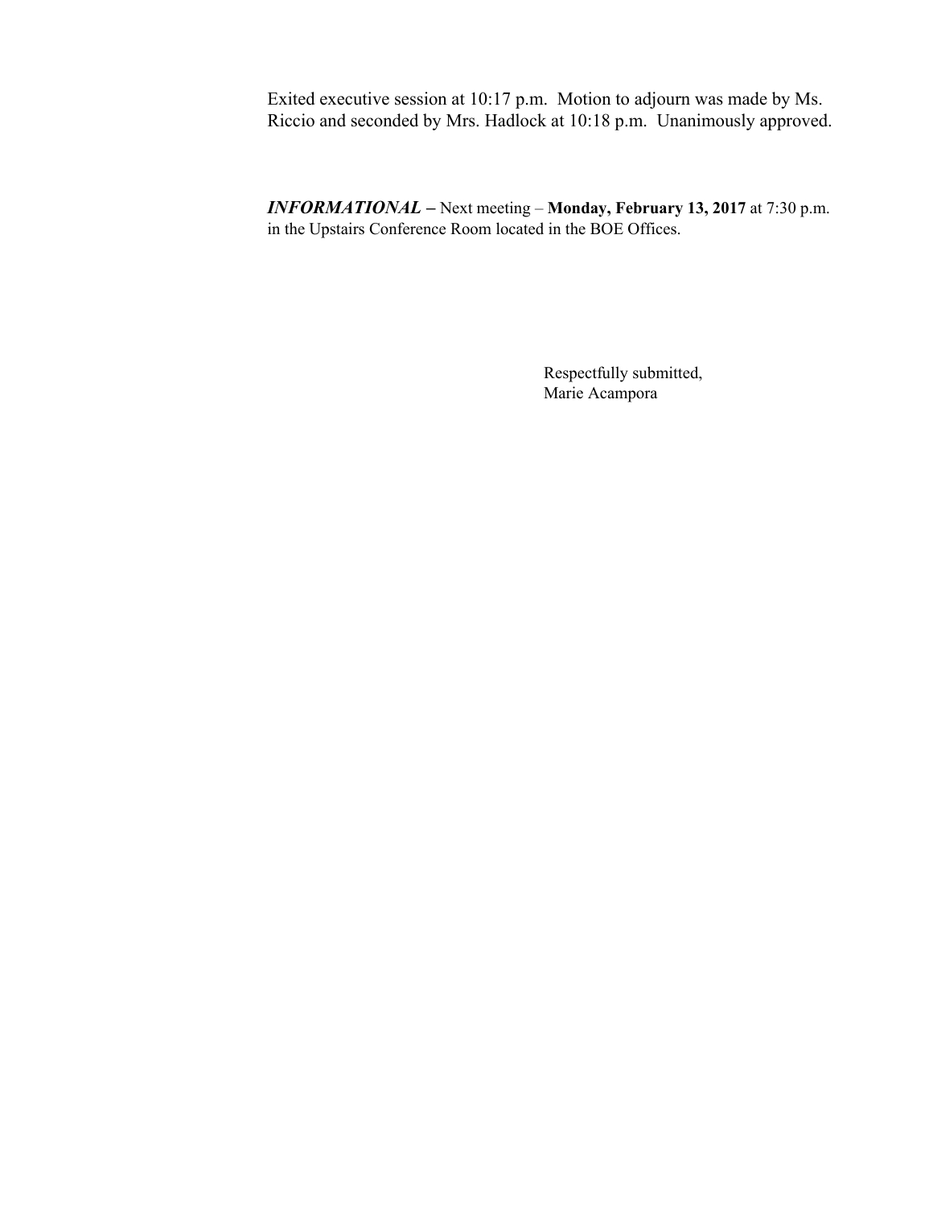Exited executive session at 10:17 p.m. Motion to adjourn was made by Ms. Riccio and seconded by Mrs. Hadlock at 10:18 p.m. Unanimously approved.

***INFORMATIONAL*** **–** Next meeting – **Monday, February 13, 2017** at 7:30 p.m. in the Upstairs Conference Room located in the BOE Offices.

Respectfully submitted,
Marie Acampora